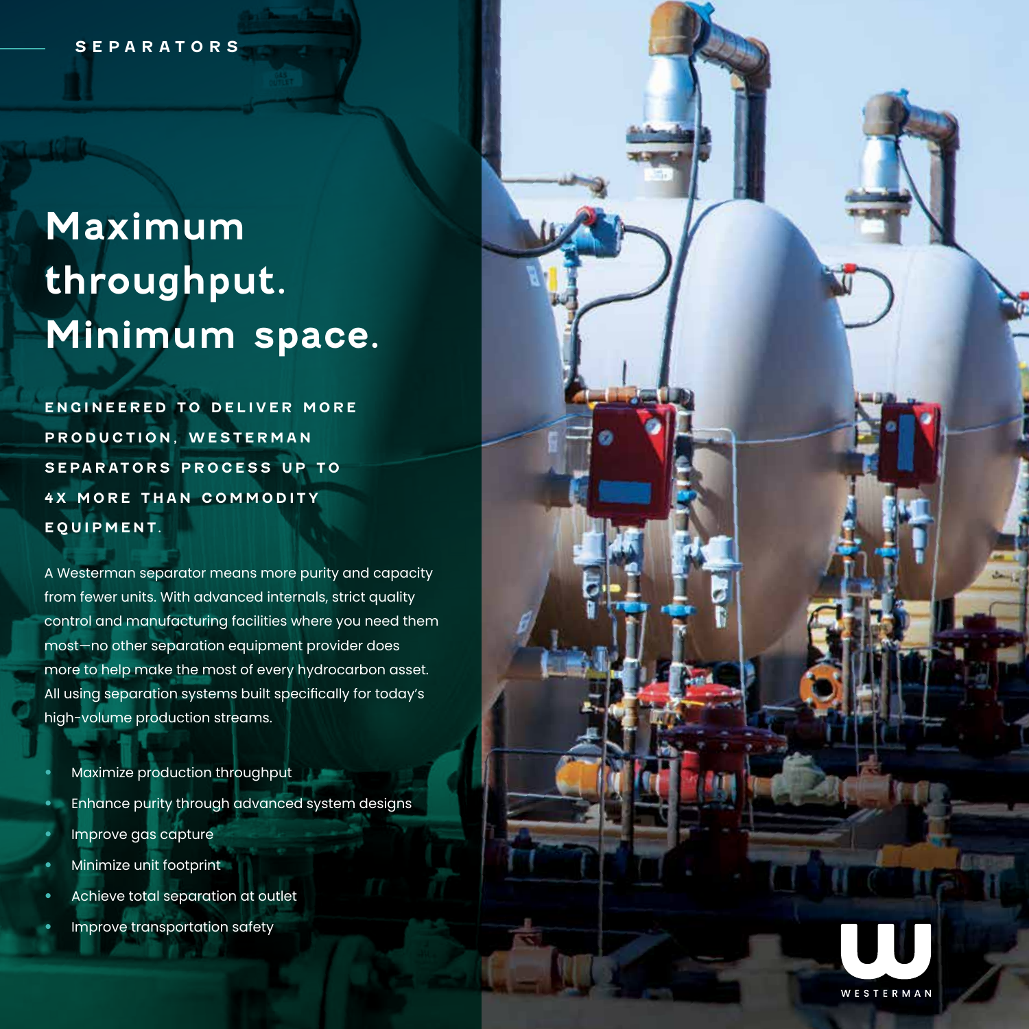SEPARATORS

# Maximum throughput. Minimum space.

**ENGINEERED TO DELIVER MORE PRODUCTION, WESTERMAN SEPARATORS PROCESS UP TO 4X MORE THAN COMMODITY EQUIPMENT.**

A Westerman separator means more purity and capacity from fewer units. With advanced internals, strict quality control and manufacturing facilities where you need them most—no other separation equipment provider does more to help make the most of every hydrocarbon asset. All using separation systems built specifically for today's high-volume production streams.

- Maximize production throughput
- Enhance purity through advanced system designs
- Improve gas capture
- Minimize unit footprint
- Achieve total separation at outlet
- Improve transportation safety

WESTERMAN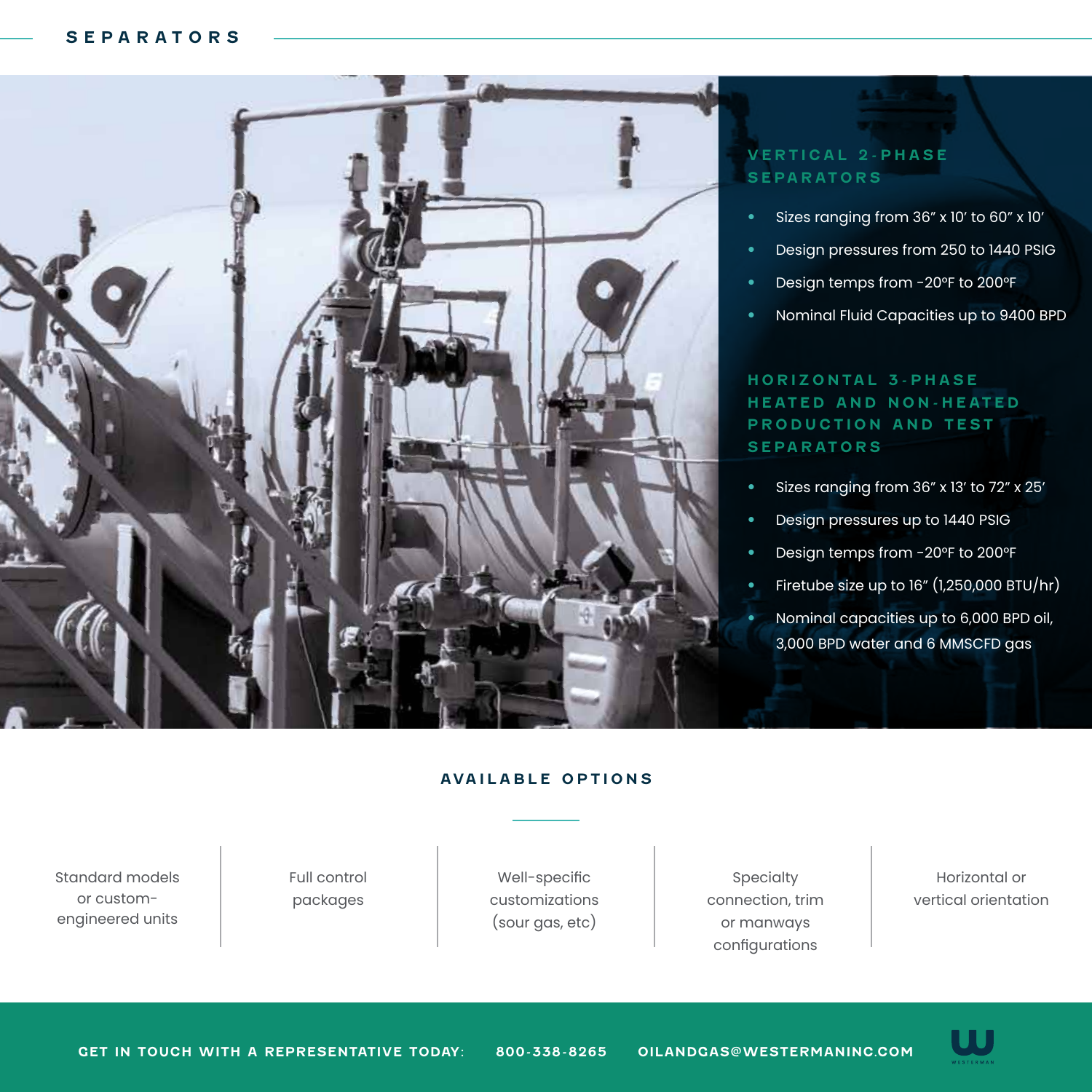# SEPARATORS

## VERTICAL 2-PHASE SEPARATORS

- Sizes ranging from 36″ x 10′ to 60″ x 10′
- Design pressures from 250 to 1440 PSIG
- Design temps from -20°F to 200°F
- Nominal Fluid Capacities up to 9400 BPD

## HORIZONTAL 3-PHASE HEATED AND NON-HEATED PRODUCTION AND TEST SEPARATORS

- Sizes ranging from 36″ x 13′ to 72″ x 25′
- Design pressures up to 1440 PSIG
- Design temps from -20°F to 200°F
- Firetube size up to 16″ (1,250,000 BTU/hr)
- Nominal capacities up to 6,000 BPD oil, 3,000 BPD water and 6 MMSCFD gas

## AVAILABLE OPTIONS

- Standard models or custom-engineered units
- Full control packages
- Well-specific customizations (sour gas, etc)
- Specialty connection, trim or manways configurations
- Horizontal or vertical orientation

**GET IN TOUCH WITH A REPRESENTATIVE TODAY:** 800-338-8265 OILANDGAS@WESTERMANINC.COM

WESTERMAN